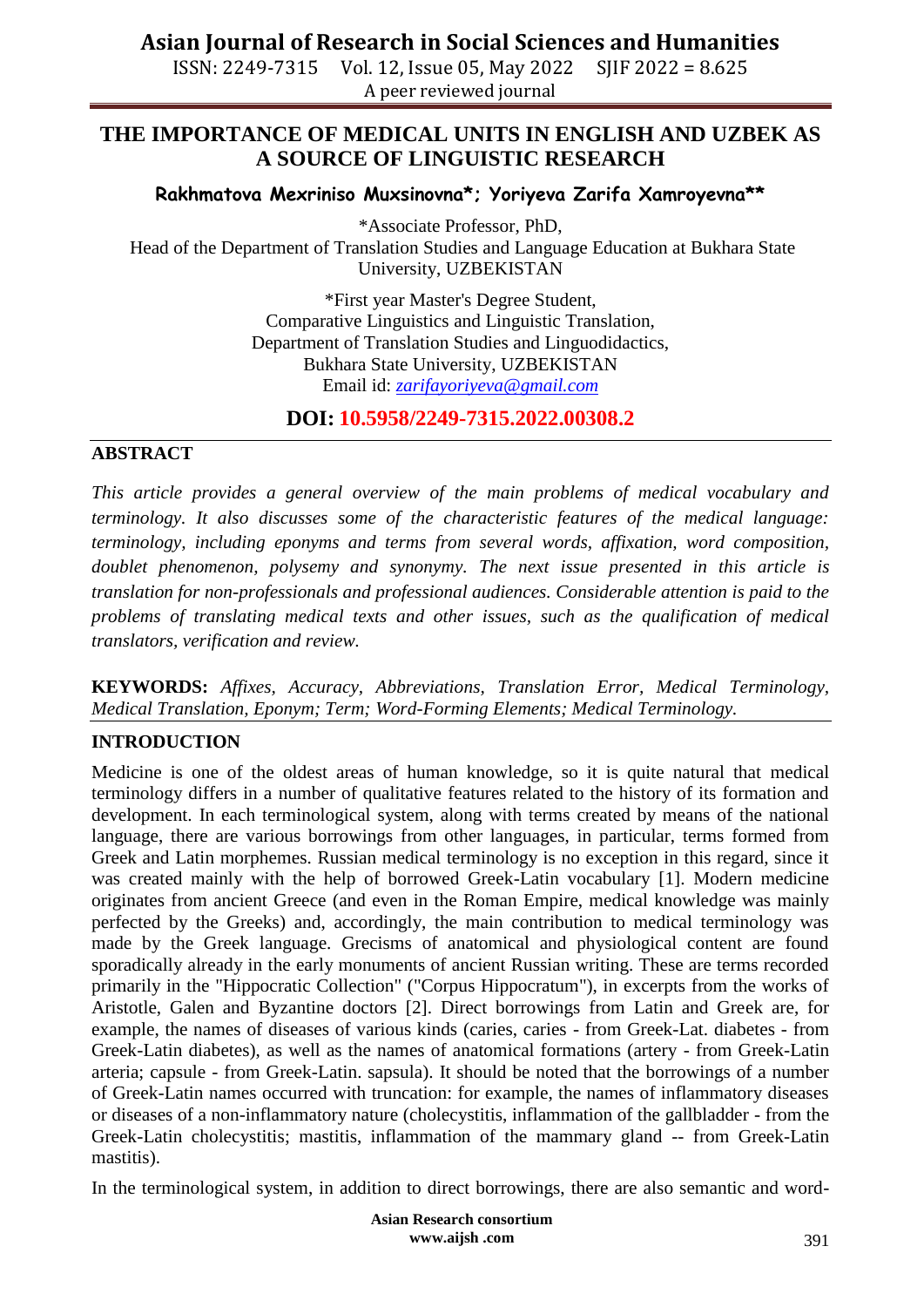# THE IMPORTANCE OF MEDICAL UNITS IN ENGLISH AND UZBEK AS A SOURCE OF LINGUISTIC RESEARCH

**Rakhmatova Mexriniso Muxsinovna*; Yoriyeva Zarifa Xamroyevna****

*Associate Professor, PhD,
Head of the Department of Translation Studies and Language Education at Bukhara State University, UZBEKISTAN

*First year Master's Degree Student,
Comparative Linguistics and Linguistic Translation,
Department of Translation Studies and Linguodidactics,
Bukhara State University, UZBEKISTAN
Email id: zarifayoriyeva@gmail.com

**DOI: 10.5958/2249-7315.2022.00308.2**

## ABSTRACT

*This article provides a general overview of the main problems of medical vocabulary and terminology. It also discusses some of the characteristic features of the medical language: terminology, including eponyms and terms from several words, affixation, word composition, doublet phenomenon, polysemy and synonymy. The next issue presented in this article is translation for non-professionals and professional audiences. Considerable attention is paid to the problems of translating medical texts and other issues, such as the qualification of medical translators, verification and review.*

**KEYWORDS:** *Affixes, Accuracy, Abbreviations, Translation Error, Medical Terminology, Medical Translation, Eponym; Term; Word-Forming Elements; Medical Terminology.*

## INTRODUCTION

Medicine is one of the oldest areas of human knowledge, so it is quite natural that medical terminology differs in a number of qualitative features related to the history of its formation and development. In each terminological system, along with terms created by means of the national language, there are various borrowings from other languages, in particular, terms formed from Greek and Latin morphemes. Russian medical terminology is no exception in this regard, since it was created mainly with the help of borrowed Greek-Latin vocabulary [1]. Modern medicine originates from ancient Greece (and even in the Roman Empire, medical knowledge was mainly perfected by the Greeks) and, accordingly, the main contribution to medical terminology was made by the Greek language. Grecisms of anatomical and physiological content are found sporadically already in the early monuments of ancient Russian writing. These are terms recorded primarily in the "Hippocratic Collection" ("Corpus Hippocratum"), in excerpts from the works of Aristotle, Galen and Byzantine doctors [2]. Direct borrowings from Latin and Greek are, for example, the names of diseases of various kinds (caries, caries - from Greek-Lat. diabetes - from Greek-Latin diabetes), as well as the names of anatomical formations (artery - from Greek-Latin arteria; capsule - from Greek-Latin. sapsula). It should be noted that the borrowings of a number of Greek-Latin names occurred with truncation: for example, the names of inflammatory diseases or diseases of a non-inflammatory nature (cholecystitis, inflammation of the gallbladder - from the Greek-Latin cholecystitis; mastitis, inflammation of the mammary gland -- from Greek-Latin mastitis).

In the terminological system, in addition to direct borrowings, there are also semantic and word-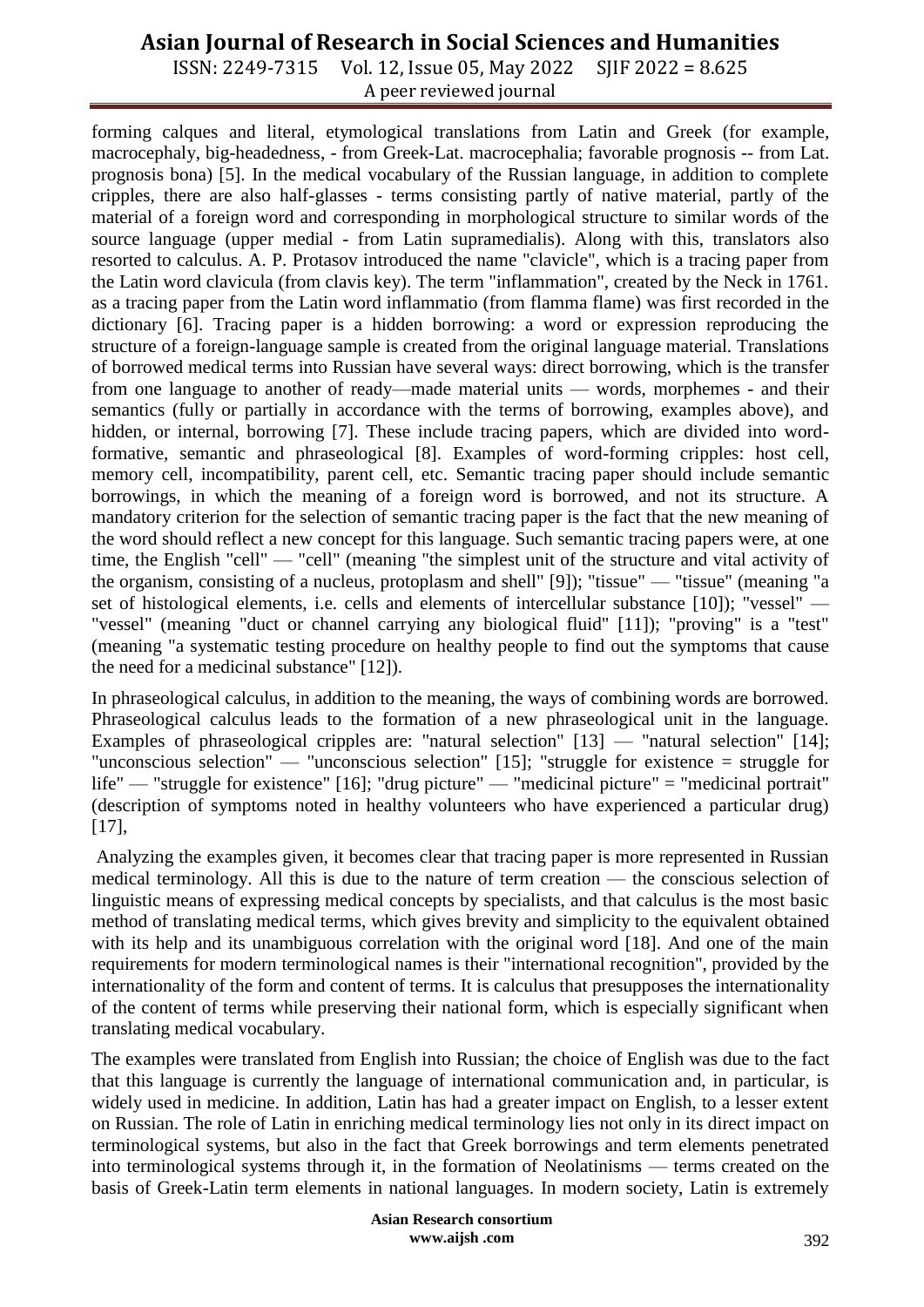forming calques and literal, etymological translations from Latin and Greek (for example, macrocephaly, big-headedness, - from Greek-Lat. macrocephalia; favorable prognosis -- from Lat. prognosis bona) [5]. In the medical vocabulary of the Russian language, in addition to complete cripples, there are also half-glasses - terms consisting partly of native material, partly of the material of a foreign word and corresponding in morphological structure to similar words of the source language (upper medial - from Latin supramedialis). Along with this, translators also resorted to calculus. A. P. Protasov introduced the name "clavicle", which is a tracing paper from the Latin word clavicula (from clavis key). The term "inflammation", created by the Neck in 1761. as a tracing paper from the Latin word inflammatio (from flamma flame) was first recorded in the dictionary [6]. Tracing paper is a hidden borrowing: a word or expression reproducing the structure of a foreign-language sample is created from the original language material. Translations of borrowed medical terms into Russian have several ways: direct borrowing, which is the transfer from one language to another of ready—made material units — words, morphemes - and their semantics (fully or partially in accordance with the terms of borrowing, examples above), and hidden, or internal, borrowing [7]. These include tracing papers, which are divided into word-formative, semantic and phraseological [8]. Examples of word-forming cripples: host cell, memory cell, incompatibility, parent cell, etc. Semantic tracing paper should include semantic borrowings, in which the meaning of a foreign word is borrowed, and not its structure. A mandatory criterion for the selection of semantic tracing paper is the fact that the new meaning of the word should reflect a new concept for this language. Such semantic tracing papers were, at one time, the English "cell" — "cell" (meaning "the simplest unit of the structure and vital activity of the organism, consisting of a nucleus, protoplasm and shell" [9]); "tissue" — "tissue" (meaning "a set of histological elements, i.e. cells and elements of intercellular substance [10]); "vessel" — "vessel" (meaning "duct or channel carrying any biological fluid" [11]); "proving" is a "test" (meaning "a systematic testing procedure on healthy people to find out the symptoms that cause the need for a medicinal substance" [12]).

In phraseological calculus, in addition to the meaning, the ways of combining words are borrowed. Phraseological calculus leads to the formation of a new phraseological unit in the language. Examples of phraseological cripples are: "natural selection" [13] — "natural selection" [14]; "unconscious selection" — "unconscious selection" [15]; "struggle for existence = struggle for life" — "struggle for existence" [16]; "drug picture" — "medicinal picture" = "medicinal portrait" (description of symptoms noted in healthy volunteers who have experienced a particular drug) [17],

Analyzing the examples given, it becomes clear that tracing paper is more represented in Russian medical terminology. All this is due to the nature of term creation — the conscious selection of linguistic means of expressing medical concepts by specialists, and that calculus is the most basic method of translating medical terms, which gives brevity and simplicity to the equivalent obtained with its help and its unambiguous correlation with the original word [18]. And one of the main requirements for modern terminological names is their "international recognition", provided by the internationality of the form and content of terms. It is calculus that presupposes the internationality of the content of terms while preserving their national form, which is especially significant when translating medical vocabulary.

The examples were translated from English into Russian; the choice of English was due to the fact that this language is currently the language of international communication and, in particular, is widely used in medicine. In addition, Latin has had a greater impact on English, to a lesser extent on Russian. The role of Latin in enriching medical terminology lies not only in its direct impact on terminological systems, but also in the fact that Greek borrowings and term elements penetrated into terminological systems through it, in the formation of Neolatinisms — terms created on the basis of Greek-Latin term elements in national languages. In modern society, Latin is extremely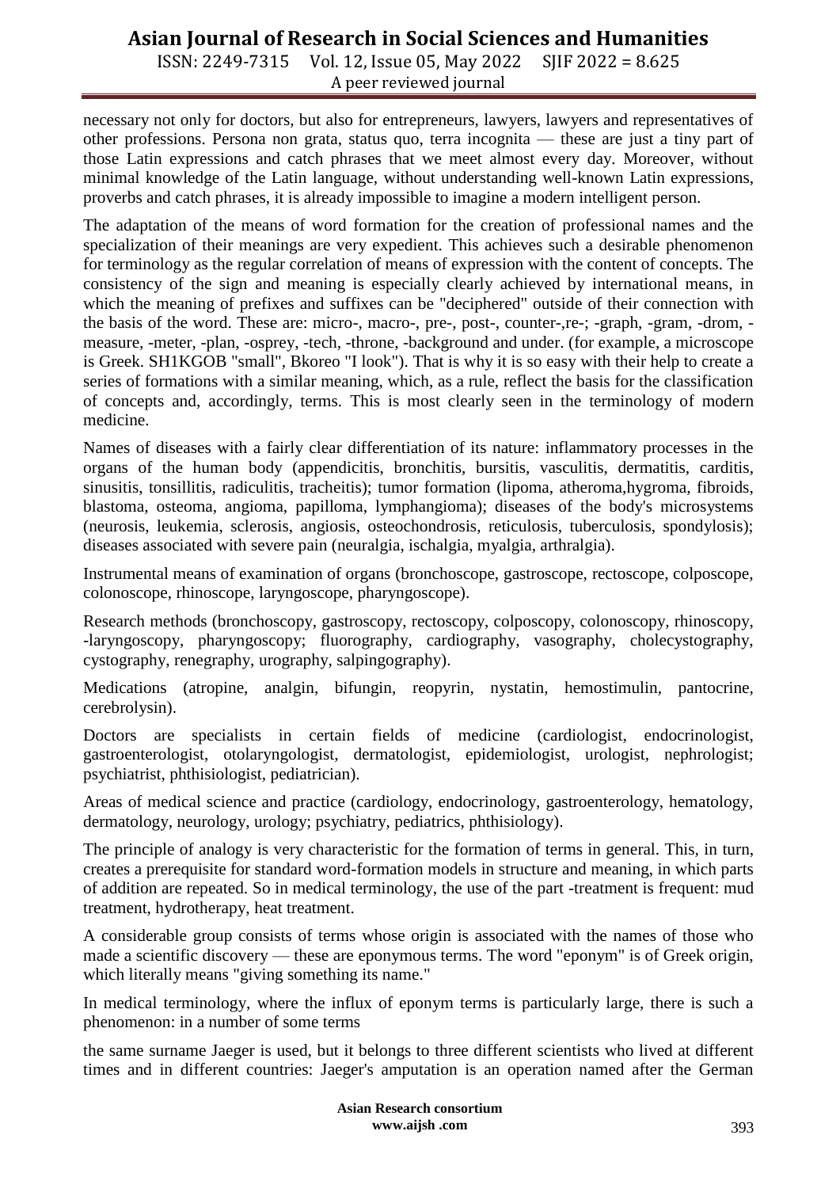necessary not only for doctors, but also for entrepreneurs, lawyers, lawyers and representatives of other professions. Persona non grata, status quo, terra incognita — these are just a tiny part of those Latin expressions and catch phrases that we meet almost every day. Moreover, without minimal knowledge of the Latin language, without understanding well-known Latin expressions, proverbs and catch phrases, it is already impossible to imagine a modern intelligent person.

The adaptation of the means of word formation for the creation of professional names and the specialization of their meanings are very expedient. This achieves such a desirable phenomenon for terminology as the regular correlation of means of expression with the content of concepts. The consistency of the sign and meaning is especially clearly achieved by international means, in which the meaning of prefixes and suffixes can be "deciphered" outside of their connection with the basis of the word. These are: micro-, macro-, pre-, post-, counter-,re-; -graph, -gram, -drom, -measure, -meter, -plan, -osprey, -tech, -throne, -background and under. (for example, a microscope is Greek. SH1KGOB "small", Bkoreo "I look"). That is why it is so easy with their help to create a series of formations with a similar meaning, which, as a rule, reflect the basis for the classification of concepts and, accordingly, terms. This is most clearly seen in the terminology of modern medicine.

Names of diseases with a fairly clear differentiation of its nature: inflammatory processes in the organs of the human body (appendicitis, bronchitis, bursitis, vasculitis, dermatitis, carditis, sinusitis, tonsillitis, radiculitis, tracheitis); tumor formation (lipoma, atheroma,hygroma, fibroids, blastoma, osteoma, angioma, papilloma, lymphangioma); diseases of the body's microsystems (neurosis, leukemia, sclerosis, angiosis, osteochondrosis, reticulosis, tuberculosis, spondylosis); diseases associated with severe pain (neuralgia, ischalgia, myalgia, arthralgia).

Instrumental means of examination of organs (bronchoscope, gastroscope, rectoscope, colposcope, colonoscope, rhinoscope, laryngoscope, pharyngoscope).

Research methods (bronchoscopy, gastroscopy, rectoscopy, colposcopy, colonoscopy, rhinoscopy, -laryngoscopy, pharyngoscopy; fluorography, cardiography, vasography, cholecystography, cystography, renegraphy, urography, salpingography).

Medications (atropine, analgin, bifungin, reopyrin, nystatin, hemostimulin, pantocrine, cerebrolysin).

Doctors are specialists in certain fields of medicine (cardiologist, endocrinologist, gastroenterologist, otolaryngologist, dermatologist, epidemiologist, urologist, nephrologist; psychiatrist, phthisiologist, pediatrician).

Areas of medical science and practice (cardiology, endocrinology, gastroenterology, hematology, dermatology, neurology, urology; psychiatry, pediatrics, phthisiology).

The principle of analogy is very characteristic for the formation of terms in general. This, in turn, creates a prerequisite for standard word-formation models in structure and meaning, in which parts of addition are repeated. So in medical terminology, the use of the part -treatment is frequent: mud treatment, hydrotherapy, heat treatment.

A considerable group consists of terms whose origin is associated with the names of those who made a scientific discovery — these are eponymous terms. The word "eponym" is of Greek origin, which literally means "giving something its name."

In medical terminology, where the influx of eponym terms is particularly large, there is such a phenomenon: in a number of some terms

the same surname Jaeger is used, but it belongs to three different scientists who lived at different times and in different countries: Jaeger's amputation is an operation named after the German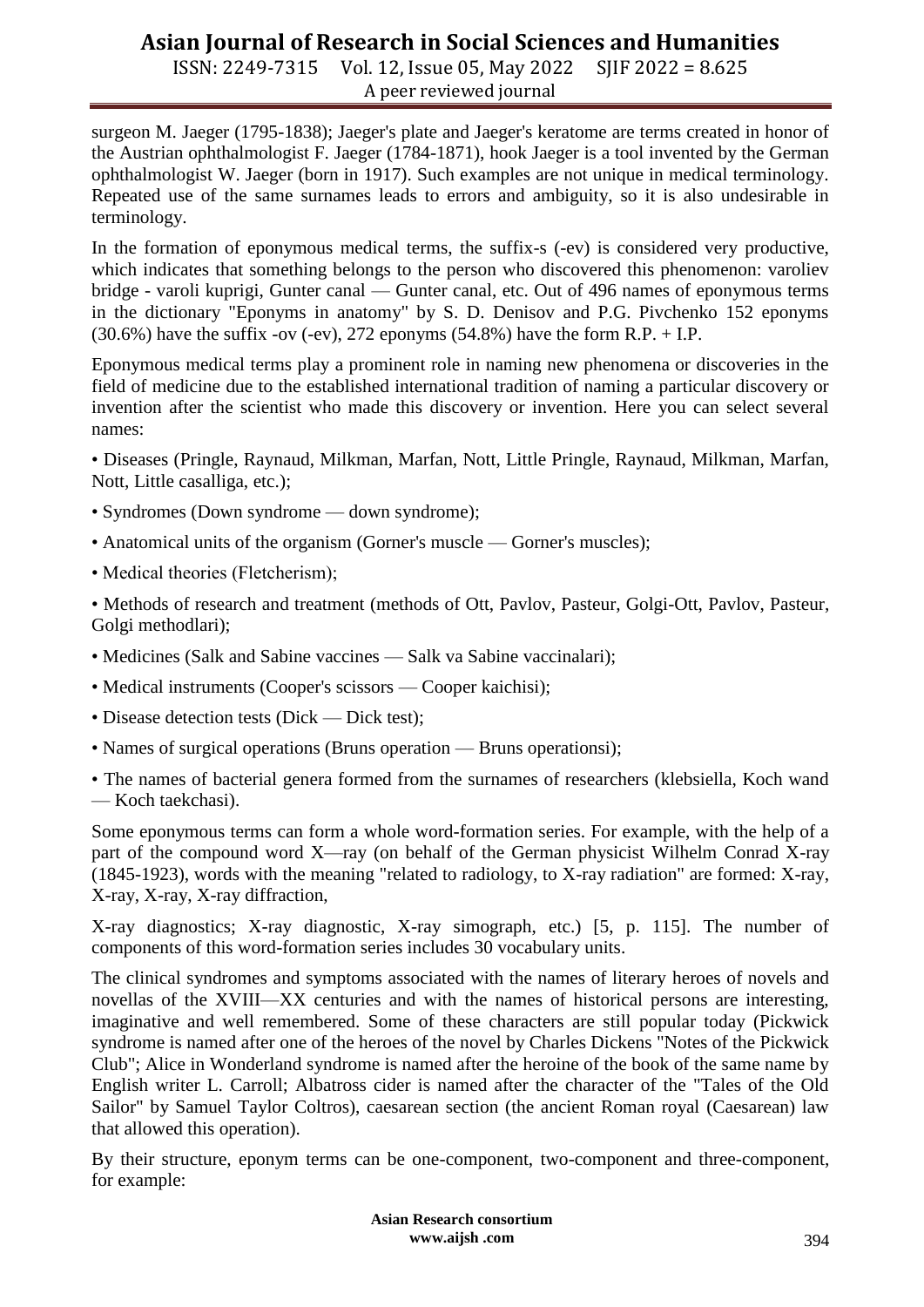surgeon M. Jaeger (1795-1838); Jaeger's plate and Jaeger's keratome are terms created in honor of the Austrian ophthalmologist F. Jaeger (1784-1871), hook Jaeger is a tool invented by the German ophthalmologist W. Jaeger (born in 1917). Such examples are not unique in medical terminology. Repeated use of the same surnames leads to errors and ambiguity, so it is also undesirable in terminology.

In the formation of eponymous medical terms, the suffix-s (-ev) is considered very productive, which indicates that something belongs to the person who discovered this phenomenon: varoliev bridge - varoli kuprigi, Gunter canal — Gunter canal, etc. Out of 496 names of eponymous terms in the dictionary "Eponyms in anatomy" by S. D. Denisov and P.G. Pivchenko 152 eponyms (30.6%) have the suffix -ov (-ev), 272 eponyms (54.8%) have the form R.P. + I.P.

Eponymous medical terms play a prominent role in naming new phenomena or discoveries in the field of medicine due to the established international tradition of naming a particular discovery or invention after the scientist who made this discovery or invention. Here you can select several names:

- Diseases (Pringle, Raynaud, Milkman, Marfan, Nott, Little Pringle, Raynaud, Milkman, Marfan, Nott, Little casalliga, etc.);
- Syndromes (Down syndrome — down syndrome);
- Anatomical units of the organism (Gorner's muscle — Gorner's muscles);
- Medical theories (Fletcherism);
- Methods of research and treatment (methods of Ott, Pavlov, Pasteur, Golgi-Ott, Pavlov, Pasteur, Golgi methodlari);
- Medicines (Salk and Sabine vaccines — Salk va Sabine vaccinalari);
- Medical instruments (Cooper's scissors — Cooper kaichisi);
- Disease detection tests (Dick — Dick test);
- Names of surgical operations (Bruns operation — Bruns operationsi);
- The names of bacterial genera formed from the surnames of researchers (klebsiella, Koch wand — Koch taekchasi).

Some eponymous terms can form a whole word-formation series. For example, with the help of a part of the compound word X—ray (on behalf of the German physicist Wilhelm Conrad X-ray (1845-1923), words with the meaning "related to radiology, to X-ray radiation" are formed: X-ray, X-ray, X-ray, X-ray diffraction,

X-ray diagnostics; X-ray diagnostic, X-ray simograph, etc.) [5, p. 115]. The number of components of this word-formation series includes 30 vocabulary units.

The clinical syndromes and symptoms associated with the names of literary heroes of novels and novellas of the XVIII—XX centuries and with the names of historical persons are interesting, imaginative and well remembered. Some of these characters are still popular today (Pickwick syndrome is named after one of the heroes of the novel by Charles Dickens "Notes of the Pickwick Club"; Alice in Wonderland syndrome is named after the heroine of the book of the same name by English writer L. Carroll; Albatross cider is named after the character of the "Tales of the Old Sailor" by Samuel Taylor Coltros), caesarean section (the ancient Roman royal (Caesarean) law that allowed this operation).

By their structure, eponym terms can be one-component, two-component and three-component, for example: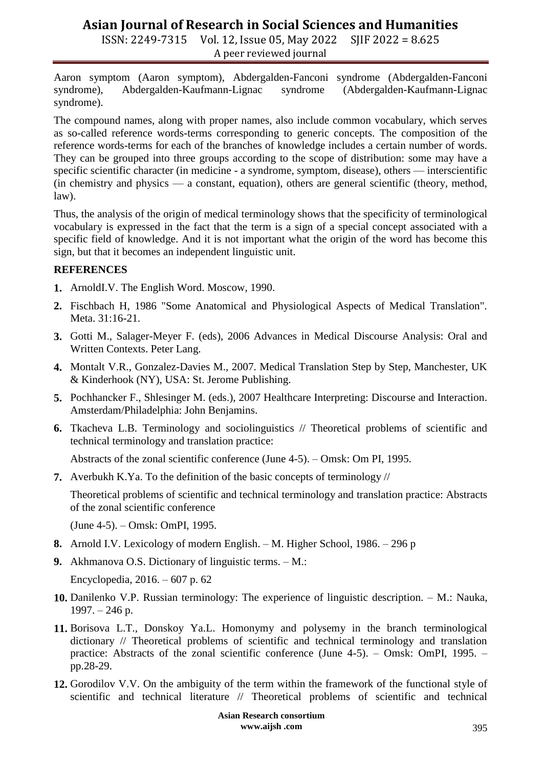Aaron symptom (Aaron symptom), Abdergalden-Fanconi syndrome (Abdergalden-Fanconi syndrome), Abdergalden-Kaufmann-Lignac syndrome (Abdergalden-Kaufmann-Lignac syndrome).

The compound names, along with proper names, also include common vocabulary, which serves as so-called reference words-terms corresponding to generic concepts. The composition of the reference words-terms for each of the branches of knowledge includes a certain number of words. They can be grouped into three groups according to the scope of distribution: some may have a specific scientific character (in medicine - a syndrome, symptom, disease), others — interscientific (in chemistry and physics — a constant, equation), others are general scientific (theory, method, law).

Thus, the analysis of the origin of medical terminology shows that the specificity of terminological vocabulary is expressed in the fact that the term is a sign of a special concept associated with a specific field of knowledge. And it is not important what the origin of the word has become this sign, but that it becomes an independent linguistic unit.

## REFERENCES

1. ArnoldI.V. The English Word. Moscow, 1990.
2. Fischbach H, 1986 "Some Anatomical and Physiological Aspects of Medical Translation". Meta. 31:16-21.
3. Gotti M., Salager-Meyer F. (eds), 2006 Advances in Medical Discourse Analysis: Oral and Written Contexts. Peter Lang.
4. Montalt V.R., Gonzalez-Davies M., 2007. Medical Translation Step by Step, Manchester, UK & Kinderhook (NY), USA: St. Jerome Publishing.
5. Pochhancker F., Shlesinger M. (eds.), 2007 Healthcare Interpreting: Discourse and Interaction. Amsterdam/Philadelphia: John Benjamins.
6. Tkacheva L.B. Terminology and sociolinguistics // Theoretical problems of scientific and technical terminology and translation practice:

   Abstracts of the zonal scientific conference (June 4-5). – Omsk: Om PI, 1995.
7. Averbukh K.Ya. To the definition of the basic concepts of terminology //

   Theoretical problems of scientific and technical terminology and translation practice: Abstracts of the zonal scientific conference

   (June 4-5). – Omsk: OmPI, 1995.
8. Arnold I.V. Lexicology of modern English. – M. Higher School, 1986. – 296 p
9. Akhmanova O.S. Dictionary of linguistic terms. – M.:

   Encyclopedia, 2016. – 607 p. 62
10. Danilenko V.P. Russian terminology: The experience of linguistic description. – M.: Nauka, 1997. – 246 p.
11. Borisova L.T., Donskoy Ya.L. Homonymy and polysemy in the branch terminological dictionary // Theoretical problems of scientific and technical terminology and translation practice: Abstracts of the zonal scientific conference (June 4-5). – Omsk: OmPI, 1995. – pp.28-29.
12. Gorodilov V.V. On the ambiguity of the term within the framework of the functional style of scientific and technical literature // Theoretical problems of scientific and technical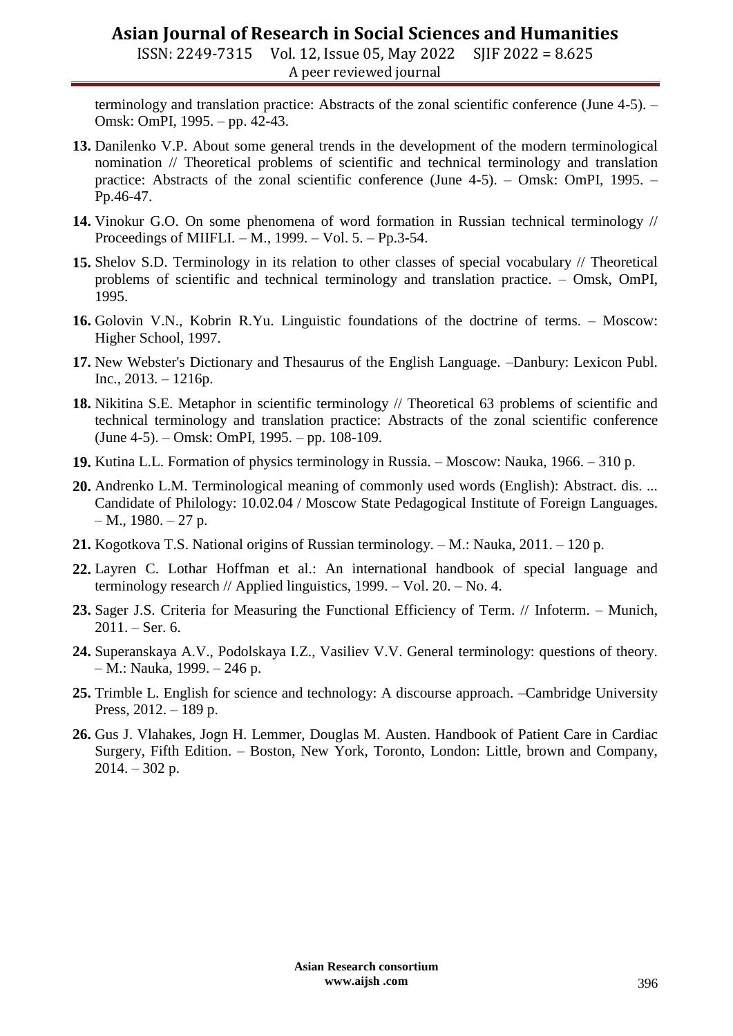terminology and translation practice: Abstracts of the zonal scientific conference (June 4-5). – Omsk: OmPI, 1995. – pp. 42-43.

13. Danilenko V.P. About some general trends in the development of the modern terminological nomination // Theoretical problems of scientific and technical terminology and translation practice: Abstracts of the zonal scientific conference (June 4-5). – Omsk: OmPI, 1995. – Pp.46-47.
14. Vinokur G.O. On some phenomena of word formation in Russian technical terminology // Proceedings of MIIFLI. – M., 1999. – Vol. 5. – Pp.3-54.
15. Shelov S.D. Terminology in its relation to other classes of special vocabulary // Theoretical problems of scientific and technical terminology and translation practice. – Omsk, OmPI, 1995.
16. Golovin V.N., Kobrin R.Yu. Linguistic foundations of the doctrine of terms. – Moscow: Higher School, 1997.
17. New Webster's Dictionary and Thesaurus of the English Language. –Danbury: Lexicon Publ. Inc., 2013. – 1216p.
18. Nikitina S.E. Metaphor in scientific terminology // Theoretical 63 problems of scientific and technical terminology and translation practice: Abstracts of the zonal scientific conference (June 4-5). – Omsk: OmPI, 1995. – pp. 108-109.
19. Kutina L.L. Formation of physics terminology in Russia. – Moscow: Nauka, 1966. – 310 p.
20. Andrenko L.M. Terminological meaning of commonly used words (English): Abstract. dis. ... Candidate of Philology: 10.02.04 / Moscow State Pedagogical Institute of Foreign Languages. – M., 1980. – 27 p.
21. Kogotkova T.S. National origins of Russian terminology. – M.: Nauka, 2011. – 120 p.
22. Layren C. Lothar Hoffman et al.: An international handbook of special language and terminology research // Applied linguistics, 1999. – Vol. 20. – No. 4.
23. Sager J.S. Criteria for Measuring the Functional Efficiency of Term. // Infoterm. – Munich, 2011. – Ser. 6.
24. Superanskaya A.V., Podolskaya I.Z., Vasiliev V.V. General terminology: questions of theory. – M.: Nauka, 1999. – 246 p.
25. Trimble L. English for science and technology: A discourse approach. –Cambridge University Press, 2012. – 189 p.
26. Gus J. Vlahakes, Jogn H. Lemmer, Douglas M. Austen. Handbook of Patient Care in Cardiac Surgery, Fifth Edition. – Boston, New York, Toronto, London: Little, brown and Company, 2014. – 302 p.